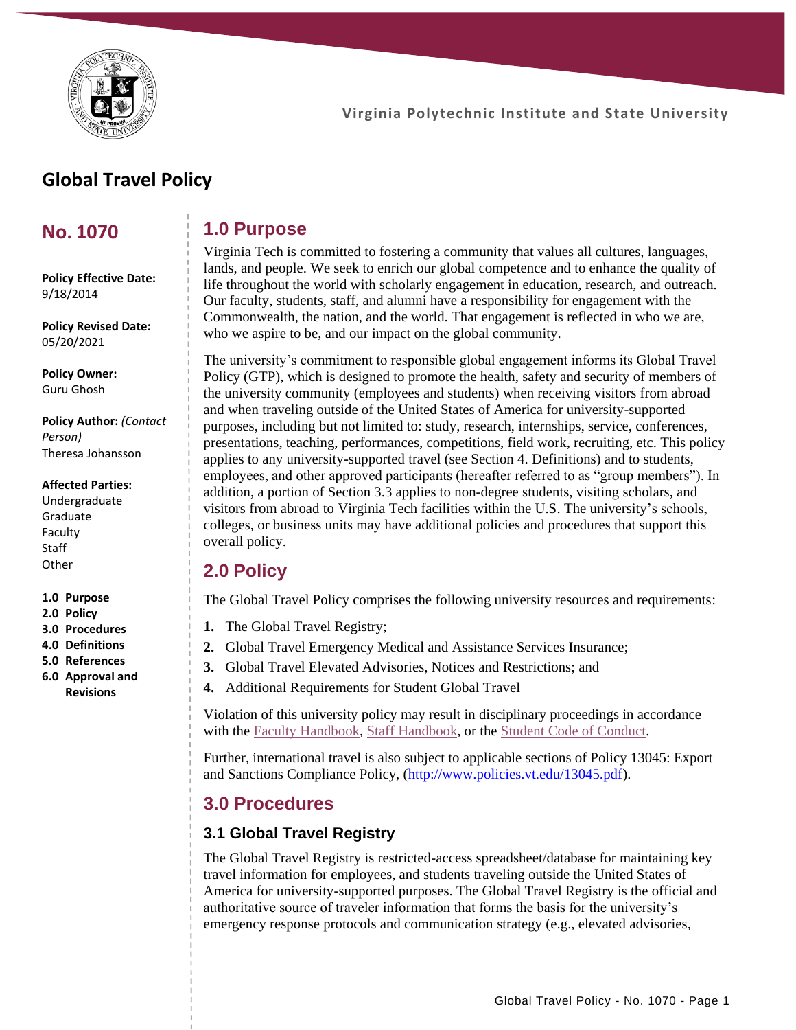Virginia Polytechnic Institute and State University

# Global Travel Policy

## No. 1070

**Policy Effective Date:**
9/18/2014

**Policy Revised Date:**
05/20/2021

**Policy Owner:**
Guru Ghosh

**Policy Author:** *(Contact Person)*
Theresa Johansson

**Affected Parties:**
Undergraduate
Graduate
Faculty
Staff
Other

**1.0 Purpose**
**2.0 Policy**
**3.0 Procedures**
**4.0 Definitions**
**5.0 References**
**6.0 Approval and Revisions**

## 1.0 Purpose

Virginia Tech is committed to fostering a community that values all cultures, languages, lands, and people. We seek to enrich our global competence and to enhance the quality of life throughout the world with scholarly engagement in education, research, and outreach. Our faculty, students, staff, and alumni have a responsibility for engagement with the Commonwealth, the nation, and the world. That engagement is reflected in who we are, who we aspire to be, and our impact on the global community.

The university's commitment to responsible global engagement informs its Global Travel Policy (GTP), which is designed to promote the health, safety and security of members of the university community (employees and students) when receiving visitors from abroad and when traveling outside of the United States of America for university-supported purposes, including but not limited to: study, research, internships, service, conferences, presentations, teaching, performances, competitions, field work, recruiting, etc. This policy applies to any university-supported travel (see Section 4. Definitions) and to students, employees, and other approved participants (hereafter referred to as "group members"). In addition, a portion of Section 3.3 applies to non-degree students, visiting scholars, and visitors from abroad to Virginia Tech facilities within the U.S. The university's schools, colleges, or business units may have additional policies and procedures that support this overall policy.

## 2.0 Policy

The Global Travel Policy comprises the following university resources and requirements:

1. The Global Travel Registry;
2. Global Travel Emergency Medical and Assistance Services Insurance;
3. Global Travel Elevated Advisories, Notices and Restrictions; and
4. Additional Requirements for Student Global Travel

Violation of this university policy may result in disciplinary proceedings in accordance with the Faculty Handbook, Staff Handbook, or the Student Code of Conduct.

Further, international travel is also subject to applicable sections of Policy 13045: Export and Sanctions Compliance Policy, (http://www.policies.vt.edu/13045.pdf).

## 3.0 Procedures

### 3.1 Global Travel Registry

The Global Travel Registry is restricted-access spreadsheet/database for maintaining key travel information for employees, and students traveling outside the United States of America for university-supported purposes. The Global Travel Registry is the official and authoritative source of traveler information that forms the basis for the university's emergency response protocols and communication strategy (e.g., elevated advisories,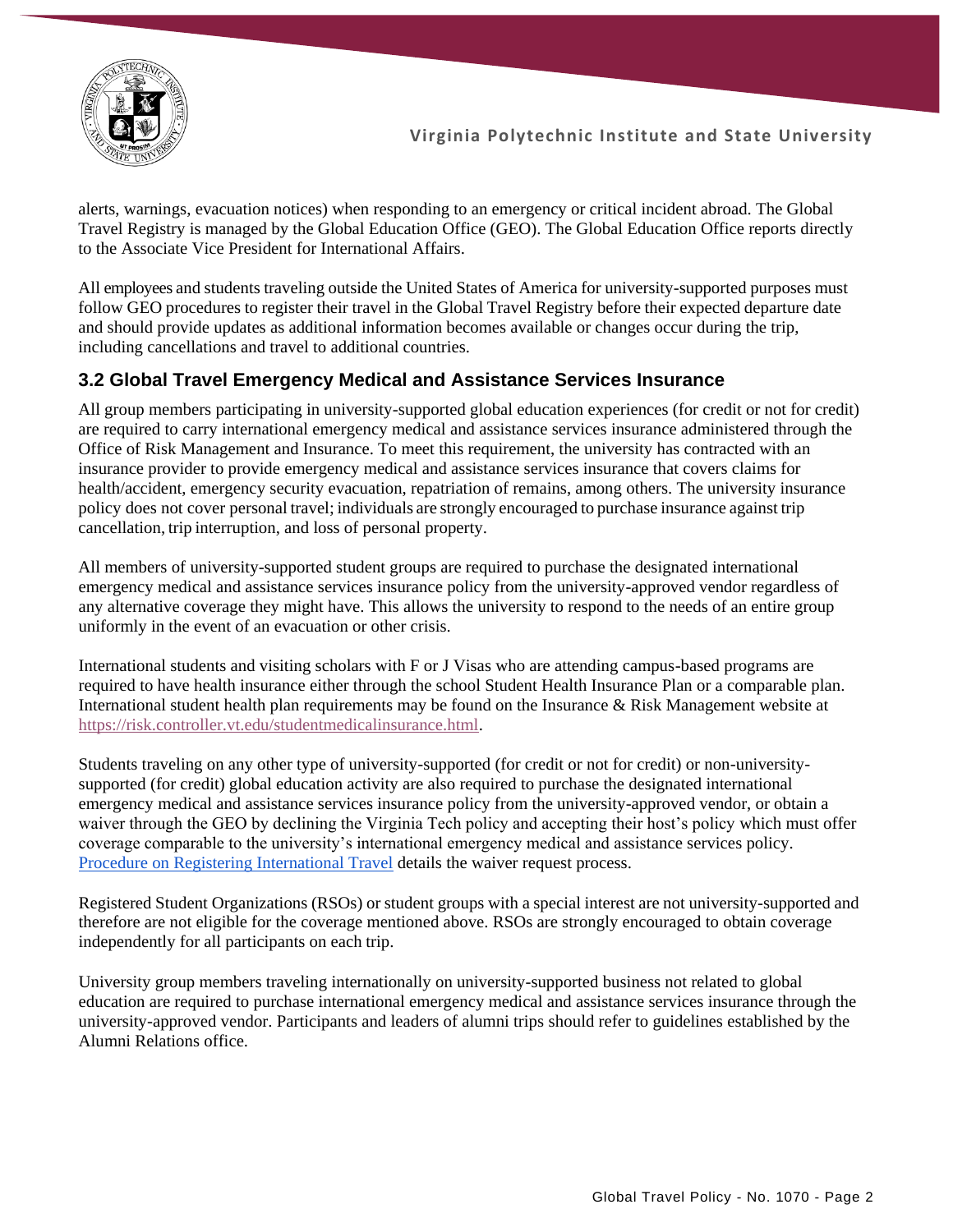alerts, warnings, evacuation notices) when responding to an emergency or critical incident abroad. The Global Travel Registry is managed by the Global Education Office (GEO). The Global Education Office reports directly to the Associate Vice President for International Affairs.

All employees and students traveling outside the United States of America for university-supported purposes must follow GEO procedures to register their travel in the Global Travel Registry before their expected departure date and should provide updates as additional information becomes available or changes occur during the trip, including cancellations and travel to additional countries.

### 3.2 Global Travel Emergency Medical and Assistance Services Insurance

All group members participating in university-supported global education experiences (for credit or not for credit) are required to carry international emergency medical and assistance services insurance administered through the Office of Risk Management and Insurance. To meet this requirement, the university has contracted with an insurance provider to provide emergency medical and assistance services insurance that covers claims for health/accident, emergency security evacuation, repatriation of remains, among others. The university insurance policy does not cover personal travel; individuals are strongly encouraged to purchase insurance against trip cancellation, trip interruption, and loss of personal property.

All members of university-supported student groups are required to purchase the designated international emergency medical and assistance services insurance policy from the university-approved vendor regardless of any alternative coverage they might have. This allows the university to respond to the needs of an entire group uniformly in the event of an evacuation or other crisis.

International students and visiting scholars with F or J Visas who are attending campus-based programs are required to have health insurance either through the school Student Health Insurance Plan or a comparable plan. International student health plan requirements may be found on the Insurance & Risk Management website at https://risk.controller.vt.edu/studentmedicalinsurance.html.

Students traveling on any other type of university-supported (for credit or not for credit) or non-university-supported (for credit) global education activity are also required to purchase the designated international emergency medical and assistance services insurance policy from the university-approved vendor, or obtain a waiver through the GEO by declining the Virginia Tech policy and accepting their host's policy which must offer coverage comparable to the university's international emergency medical and assistance services policy. Procedure on Registering International Travel details the waiver request process.

Registered Student Organizations (RSOs) or student groups with a special interest are not university-supported and therefore are not eligible for the coverage mentioned above. RSOs are strongly encouraged to obtain coverage independently for all participants on each trip.

University group members traveling internationally on university-supported business not related to global education are required to purchase international emergency medical and assistance services insurance through the university-approved vendor. Participants and leaders of alumni trips should refer to guidelines established by the Alumni Relations office.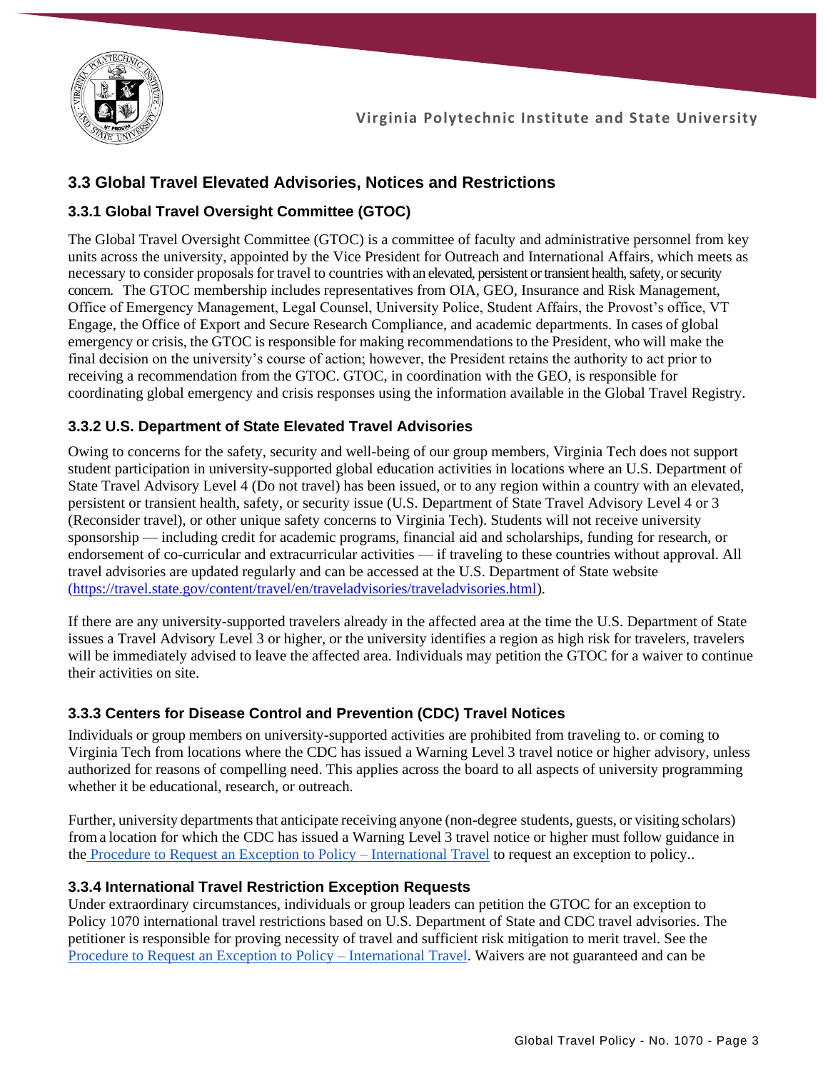## 3.3 Global Travel Elevated Advisories, Notices and Restrictions

### 3.3.1 Global Travel Oversight Committee (GTOC)

The Global Travel Oversight Committee (GTOC) is a committee of faculty and administrative personnel from key units across the university, appointed by the Vice President for Outreach and International Affairs, which meets as necessary to consider proposals for travel to countries with an elevated, persistent or transient health, safety, or security concern. The GTOC membership includes representatives from OIA, GEO, Insurance and Risk Management, Office of Emergency Management, Legal Counsel, University Police, Student Affairs, the Provost's office, VT Engage, the Office of Export and Secure Research Compliance, and academic departments. In cases of global emergency or crisis, the GTOC is responsible for making recommendations to the President, who will make the final decision on the university's course of action; however, the President retains the authority to act prior to receiving a recommendation from the GTOC. GTOC, in coordination with the GEO, is responsible for coordinating global emergency and crisis responses using the information available in the Global Travel Registry.

### 3.3.2 U.S. Department of State Elevated Travel Advisories

Owing to concerns for the safety, security and well-being of our group members, Virginia Tech does not support student participation in university-supported global education activities in locations where an U.S. Department of State Travel Advisory Level 4 (Do not travel) has been issued, or to any region within a country with an elevated, persistent or transient health, safety, or security issue (U.S. Department of State Travel Advisory Level 4 or 3 (Reconsider travel), or other unique safety concerns to Virginia Tech). Students will not receive university sponsorship — including credit for academic programs, financial aid and scholarships, funding for research, or endorsement of co-curricular and extracurricular activities — if traveling to these countries without approval. All travel advisories are updated regularly and can be accessed at the U.S. Department of State website (https://travel.state.gov/content/travel/en/traveladvisories/traveladvisories.html).

If there are any university-supported travelers already in the affected area at the time the U.S. Department of State issues a Travel Advisory Level 3 or higher, or the university identifies a region as high risk for travelers, travelers will be immediately advised to leave the affected area. Individuals may petition the GTOC for a waiver to continue their activities on site.

### 3.3.3 Centers for Disease Control and Prevention (CDC) Travel Notices

Individuals or group members on university-supported activities are prohibited from traveling to. or coming to Virginia Tech from locations where the CDC has issued a Warning Level 3 travel notice or higher advisory, unless authorized for reasons of compelling need. This applies across the board to all aspects of university programming whether it be educational, research, or outreach.

Further, university departments that anticipate receiving anyone (non-degree students, guests, or visiting scholars) from a location for which the CDC has issued a Warning Level 3 travel notice or higher must follow guidance in the Procedure to Request an Exception to Policy – International Travel to request an exception to policy..

### 3.3.4 International Travel Restriction Exception Requests

Under extraordinary circumstances, individuals or group leaders can petition the GTOC for an exception to Policy 1070 international travel restrictions based on U.S. Department of State and CDC travel advisories. The petitioner is responsible for proving necessity of travel and sufficient risk mitigation to merit travel. See the Procedure to Request an Exception to Policy – International Travel. Waivers are not guaranteed and can be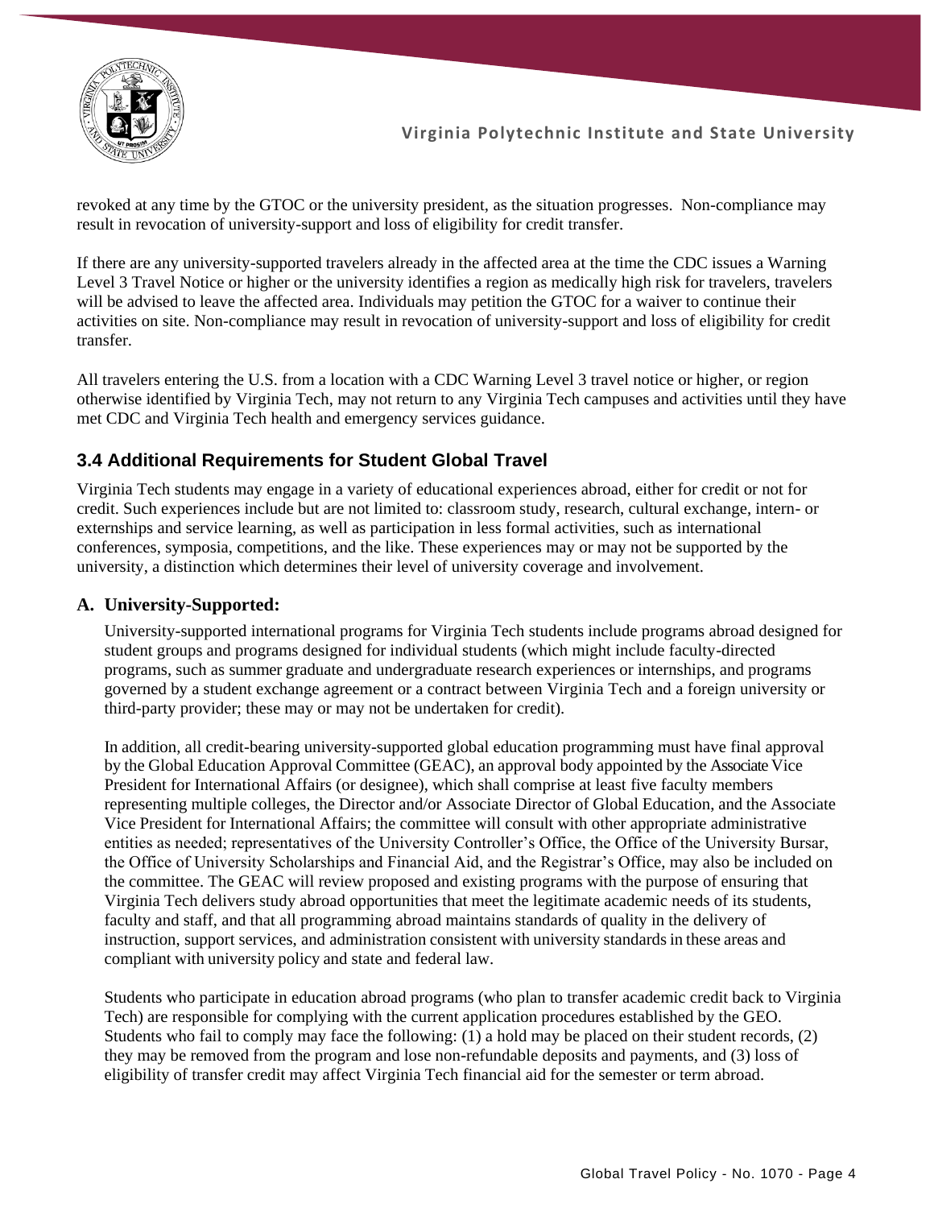revoked at any time by the GTOC or the university president, as the situation progresses. Non-compliance may result in revocation of university-support and loss of eligibility for credit transfer.

If there are any university-supported travelers already in the affected area at the time the CDC issues a Warning Level 3 Travel Notice or higher or the university identifies a region as medically high risk for travelers, travelers will be advised to leave the affected area. Individuals may petition the GTOC for a waiver to continue their activities on site. Non-compliance may result in revocation of university-support and loss of eligibility for credit transfer.

All travelers entering the U.S. from a location with a CDC Warning Level 3 travel notice or higher, or region otherwise identified by Virginia Tech, may not return to any Virginia Tech campuses and activities until they have met CDC and Virginia Tech health and emergency services guidance.

## 3.4 Additional Requirements for Student Global Travel

Virginia Tech students may engage in a variety of educational experiences abroad, either for credit or not for credit. Such experiences include but are not limited to: classroom study, research, cultural exchange, intern- or externships and service learning, as well as participation in less formal activities, such as international conferences, symposia, competitions, and the like. These experiences may or may not be supported by the university, a distinction which determines their level of university coverage and involvement.

### A. University-Supported:

University-supported international programs for Virginia Tech students include programs abroad designed for student groups and programs designed for individual students (which might include faculty-directed programs, such as summer graduate and undergraduate research experiences or internships, and programs governed by a student exchange agreement or a contract between Virginia Tech and a foreign university or third-party provider; these may or may not be undertaken for credit).

In addition, all credit-bearing university-supported global education programming must have final approval by the Global Education Approval Committee (GEAC), an approval body appointed by the Associate Vice President for International Affairs (or designee), which shall comprise at least five faculty members representing multiple colleges, the Director and/or Associate Director of Global Education, and the Associate Vice President for International Affairs; the committee will consult with other appropriate administrative entities as needed; representatives of the University Controller's Office, the Office of the University Bursar, the Office of University Scholarships and Financial Aid, and the Registrar's Office, may also be included on the committee. The GEAC will review proposed and existing programs with the purpose of ensuring that Virginia Tech delivers study abroad opportunities that meet the legitimate academic needs of its students, faculty and staff, and that all programming abroad maintains standards of quality in the delivery of instruction, support services, and administration consistent with university standards in these areas and compliant with university policy and state and federal law.

Students who participate in education abroad programs (who plan to transfer academic credit back to Virginia Tech) are responsible for complying with the current application procedures established by the GEO. Students who fail to comply may face the following: (1) a hold may be placed on their student records, (2) they may be removed from the program and lose non-refundable deposits and payments, and (3) loss of eligibility of transfer credit may affect Virginia Tech financial aid for the semester or term abroad.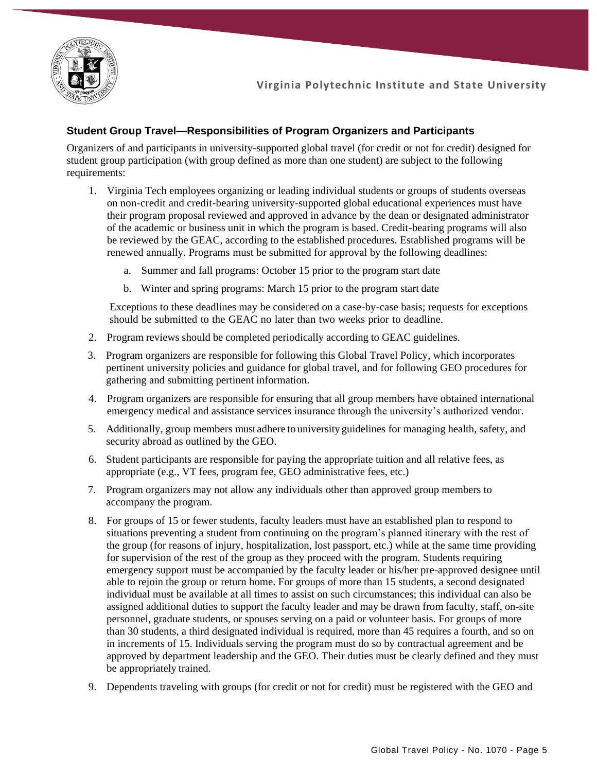### Student Group Travel—Responsibilities of Program Organizers and Participants

Organizers of and participants in university-supported global travel (for credit or not for credit) designed for student group participation (with group defined as more than one student) are subject to the following requirements:

1. Virginia Tech employees organizing or leading individual students or groups of students overseas on non-credit and credit-bearing university-supported global educational experiences must have their program proposal reviewed and approved in advance by the dean or designated administrator of the academic or business unit in which the program is based. Credit-bearing programs will also be reviewed by the GEAC, according to the established procedures. Established programs will be renewed annually. Programs must be submitted for approval by the following deadlines:
   a. Summer and fall programs: October 15 prior to the program start date
   b. Winter and spring programs: March 15 prior to the program start date

   Exceptions to these deadlines may be considered on a case-by-case basis; requests for exceptions should be submitted to the GEAC no later than two weeks prior to deadline.
2. Program reviews should be completed periodically according to GEAC guidelines.
3. Program organizers are responsible for following this Global Travel Policy, which incorporates pertinent university policies and guidance for global travel, and for following GEO procedures for gathering and submitting pertinent information.
4. Program organizers are responsible for ensuring that all group members have obtained international emergency medical and assistance services insurance through the university's authorized vendor.
5. Additionally, group members must adhere to university guidelines for managing health, safety, and security abroad as outlined by the GEO.
6. Student participants are responsible for paying the appropriate tuition and all relative fees, as appropriate (e.g., VT fees, program fee, GEO administrative fees, etc.)
7. Program organizers may not allow any individuals other than approved group members to accompany the program.
8. For groups of 15 or fewer students, faculty leaders must have an established plan to respond to situations preventing a student from continuing on the program's planned itinerary with the rest of the group (for reasons of injury, hospitalization, lost passport, etc.) while at the same time providing for supervision of the rest of the group as they proceed with the program. Students requiring emergency support must be accompanied by the faculty leader or his/her pre-approved designee until able to rejoin the group or return home. For groups of more than 15 students, a second designated individual must be available at all times to assist on such circumstances; this individual can also be assigned additional duties to support the faculty leader and may be drawn from faculty, staff, on-site personnel, graduate students, or spouses serving on a paid or volunteer basis. For groups of more than 30 students, a third designated individual is required, more than 45 requires a fourth, and so on in increments of 15. Individuals serving the program must do so by contractual agreement and be approved by department leadership and the GEO. Their duties must be clearly defined and they must be appropriately trained.
9. Dependents traveling with groups (for credit or not for credit) must be registered with the GEO and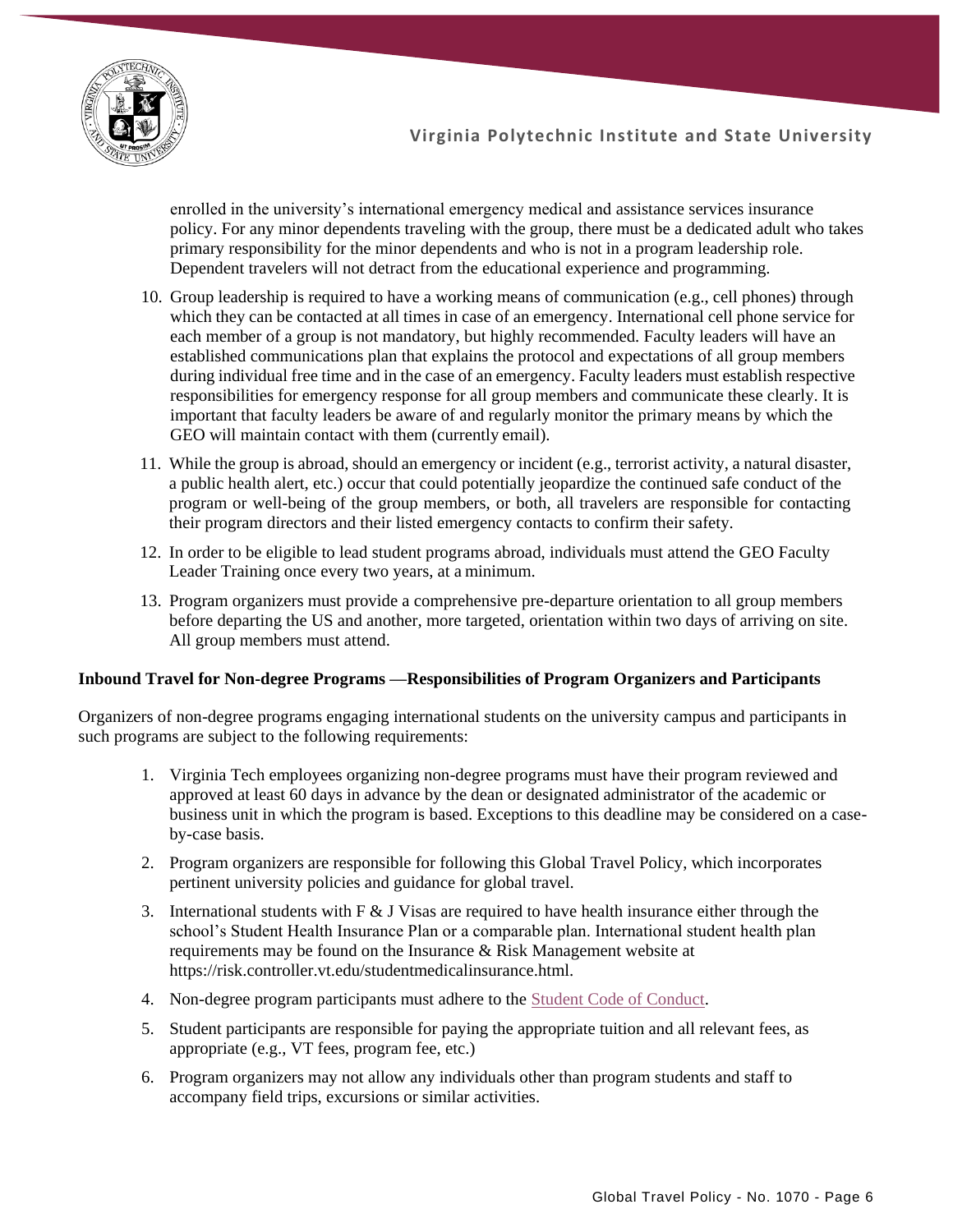enrolled in the university's international emergency medical and assistance services insurance policy. For any minor dependents traveling with the group, there must be a dedicated adult who takes primary responsibility for the minor dependents and who is not in a program leadership role. Dependent travelers will not detract from the educational experience and programming.

10. Group leadership is required to have a working means of communication (e.g., cell phones) through which they can be contacted at all times in case of an emergency. International cell phone service for each member of a group is not mandatory, but highly recommended. Faculty leaders will have an established communications plan that explains the protocol and expectations of all group members during individual free time and in the case of an emergency. Faculty leaders must establish respective responsibilities for emergency response for all group members and communicate these clearly. It is important that faculty leaders be aware of and regularly monitor the primary means by which the GEO will maintain contact with them (currently email).
11. While the group is abroad, should an emergency or incident (e.g., terrorist activity, a natural disaster, a public health alert, etc.) occur that could potentially jeopardize the continued safe conduct of the program or well-being of the group members, or both, all travelers are responsible for contacting their program directors and their listed emergency contacts to confirm their safety.
12. In order to be eligible to lead student programs abroad, individuals must attend the GEO Faculty Leader Training once every two years, at a minimum.
13. Program organizers must provide a comprehensive pre-departure orientation to all group members before departing the US and another, more targeted, orientation within two days of arriving on site. All group members must attend.

**Inbound Travel for Non-degree Programs —Responsibilities of Program Organizers and Participants**

Organizers of non-degree programs engaging international students on the university campus and participants in such programs are subject to the following requirements:

1. Virginia Tech employees organizing non-degree programs must have their program reviewed and approved at least 60 days in advance by the dean or designated administrator of the academic or business unit in which the program is based. Exceptions to this deadline may be considered on a case-by-case basis.
2. Program organizers are responsible for following this Global Travel Policy, which incorporates pertinent university policies and guidance for global travel.
3. International students with F & J Visas are required to have health insurance either through the school's Student Health Insurance Plan or a comparable plan. International student health plan requirements may be found on the Insurance & Risk Management website at https://risk.controller.vt.edu/studentmedicalinsurance.html.
4. Non-degree program participants must adhere to the Student Code of Conduct.
5. Student participants are responsible for paying the appropriate tuition and all relevant fees, as appropriate (e.g., VT fees, program fee, etc.)
6. Program organizers may not allow any individuals other than program students and staff to accompany field trips, excursions or similar activities.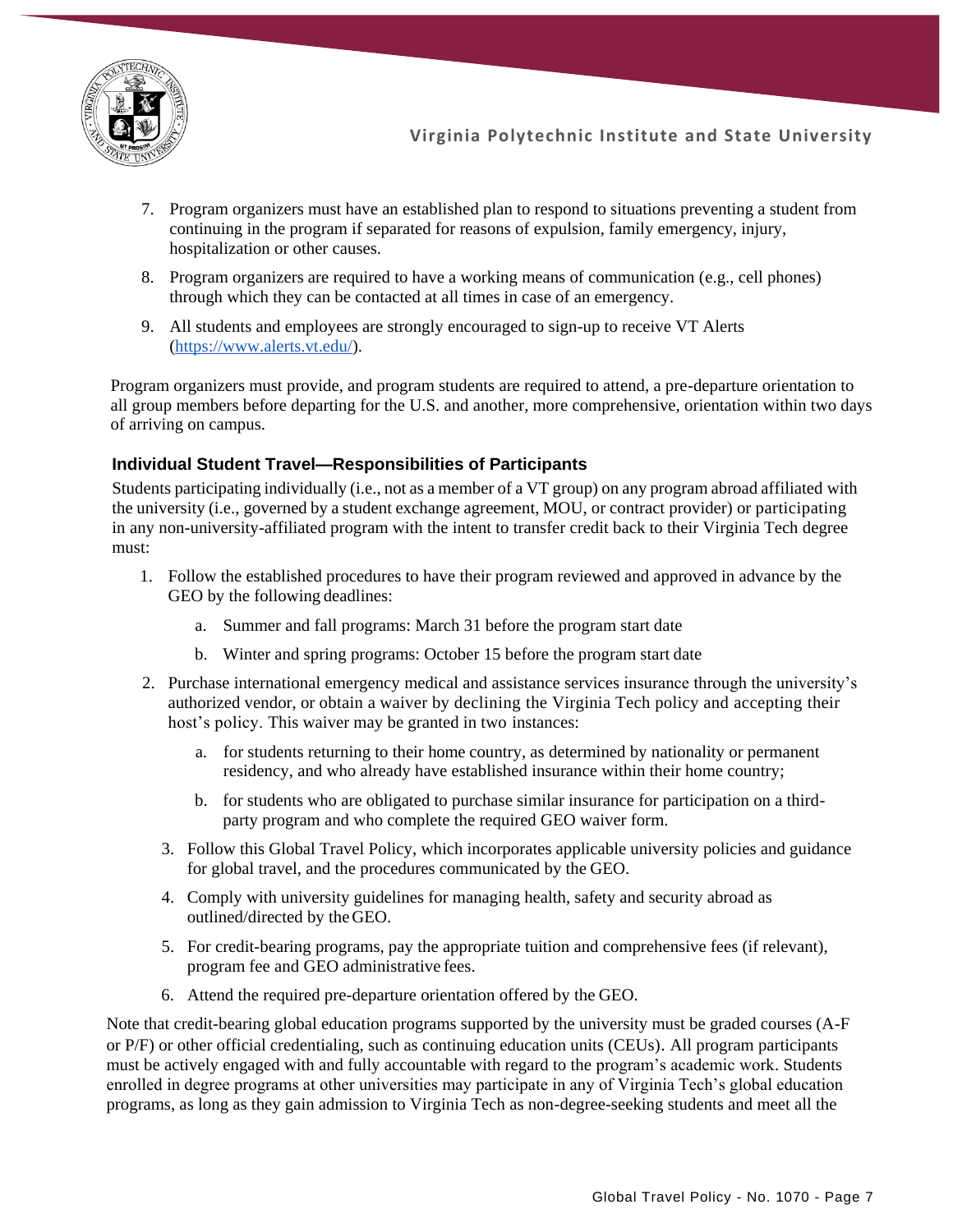7. Program organizers must have an established plan to respond to situations preventing a student from continuing in the program if separated for reasons of expulsion, family emergency, injury, hospitalization or other causes.

8. Program organizers are required to have a working means of communication (e.g., cell phones) through which they can be contacted at all times in case of an emergency.

9. All students and employees are strongly encouraged to sign-up to receive VT Alerts (https://www.alerts.vt.edu/).

Program organizers must provide, and program students are required to attend, a pre-departure orientation to all group members before departing for the U.S. and another, more comprehensive, orientation within two days of arriving on campus.

### Individual Student Travel—Responsibilities of Participants

Students participating individually (i.e., not as a member of a VT group) on any program abroad affiliated with the university (i.e., governed by a student exchange agreement, MOU, or contract provider) or participating in any non-university-affiliated program with the intent to transfer credit back to their Virginia Tech degree must:

1. Follow the established procedures to have their program reviewed and approved in advance by the GEO by the following deadlines:

   a. Summer and fall programs: March 31 before the program start date

   b. Winter and spring programs: October 15 before the program start date

2. Purchase international emergency medical and assistance services insurance through the university's authorized vendor, or obtain a waiver by declining the Virginia Tech policy and accepting their host's policy. This waiver may be granted in two instances:

   a. for students returning to their home country, as determined by nationality or permanent residency, and who already have established insurance within their home country;

   b. for students who are obligated to purchase similar insurance for participation on a third-party program and who complete the required GEO waiver form.

3. Follow this Global Travel Policy, which incorporates applicable university policies and guidance for global travel, and the procedures communicated by the GEO.

4. Comply with university guidelines for managing health, safety and security abroad as outlined/directed by the GEO.

5. For credit-bearing programs, pay the appropriate tuition and comprehensive fees (if relevant), program fee and GEO administrative fees.

6. Attend the required pre-departure orientation offered by the GEO.

Note that credit-bearing global education programs supported by the university must be graded courses (A-F or P/F) or other official credentialing, such as continuing education units (CEUs). All program participants must be actively engaged with and fully accountable with regard to the program's academic work. Students enrolled in degree programs at other universities may participate in any of Virginia Tech's global education programs, as long as they gain admission to Virginia Tech as non-degree-seeking students and meet all the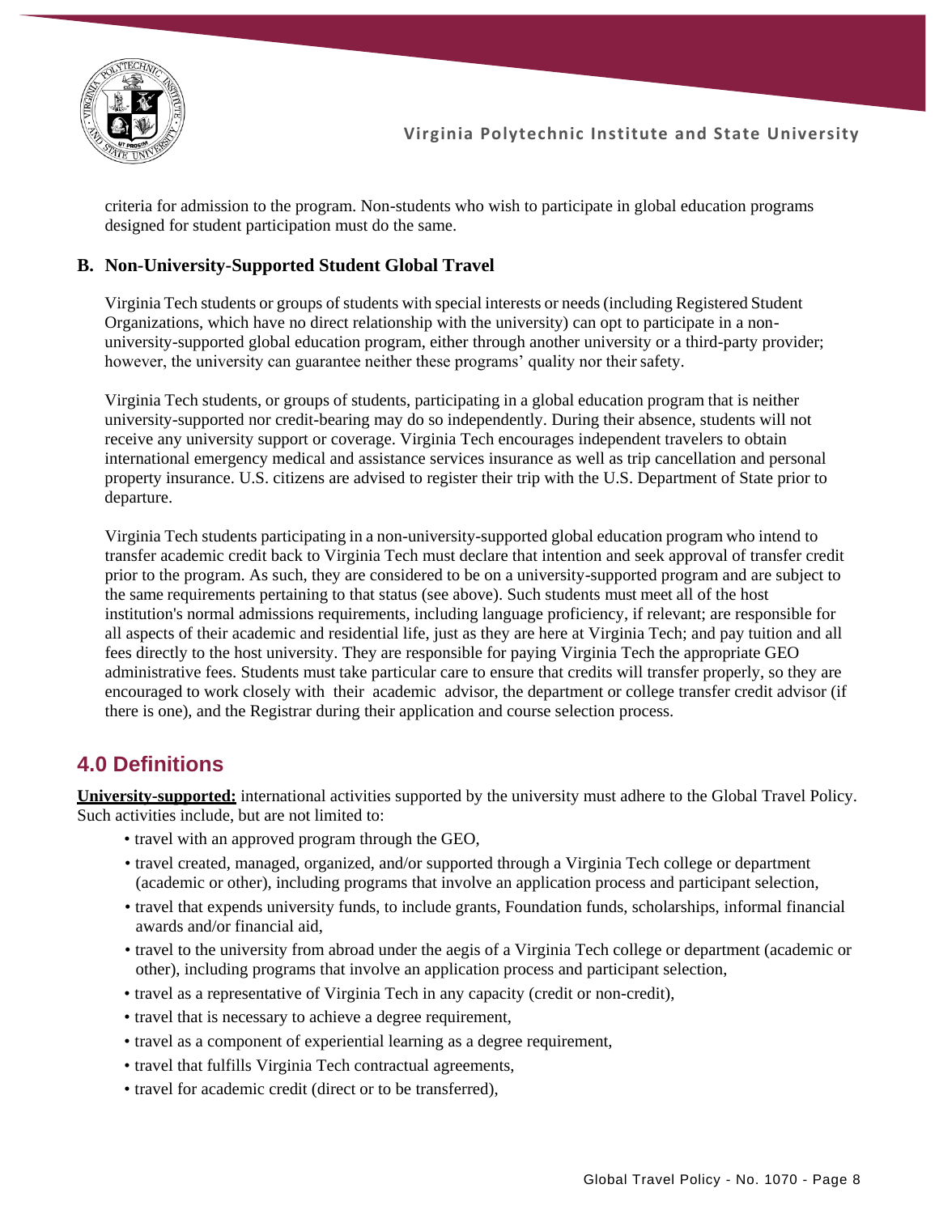criteria for admission to the program. Non-students who wish to participate in global education programs designed for student participation must do the same.

### B. Non-University-Supported Student Global Travel

Virginia Tech students or groups of students with special interests or needs (including Registered Student Organizations, which have no direct relationship with the university) can opt to participate in a non-university-supported global education program, either through another university or a third-party provider; however, the university can guarantee neither these programs' quality nor their safety.

Virginia Tech students, or groups of students, participating in a global education program that is neither university-supported nor credit-bearing may do so independently. During their absence, students will not receive any university support or coverage. Virginia Tech encourages independent travelers to obtain international emergency medical and assistance services insurance as well as trip cancellation and personal property insurance. U.S. citizens are advised to register their trip with the U.S. Department of State prior to departure.

Virginia Tech students participating in a non-university-supported global education program who intend to transfer academic credit back to Virginia Tech must declare that intention and seek approval of transfer credit prior to the program. As such, they are considered to be on a university-supported program and are subject to the same requirements pertaining to that status (see above). Such students must meet all of the host institution's normal admissions requirements, including language proficiency, if relevant; are responsible for all aspects of their academic and residential life, just as they are here at Virginia Tech; and pay tuition and all fees directly to the host university. They are responsible for paying Virginia Tech the appropriate GEO administrative fees. Students must take particular care to ensure that credits will transfer properly, so they are encouraged to work closely with their academic advisor, the department or college transfer credit advisor (if there is one), and the Registrar during their application and course selection process.

## 4.0 Definitions

**University-supported:** international activities supported by the university must adhere to the Global Travel Policy. Such activities include, but are not limited to:

- travel with an approved program through the GEO,
- travel created, managed, organized, and/or supported through a Virginia Tech college or department (academic or other), including programs that involve an application process and participant selection,
- travel that expends university funds, to include grants, Foundation funds, scholarships, informal financial awards and/or financial aid,
- travel to the university from abroad under the aegis of a Virginia Tech college or department (academic or other), including programs that involve an application process and participant selection,
- travel as a representative of Virginia Tech in any capacity (credit or non-credit),
- travel that is necessary to achieve a degree requirement,
- travel as a component of experiential learning as a degree requirement,
- travel that fulfills Virginia Tech contractual agreements,
- travel for academic credit (direct or to be transferred),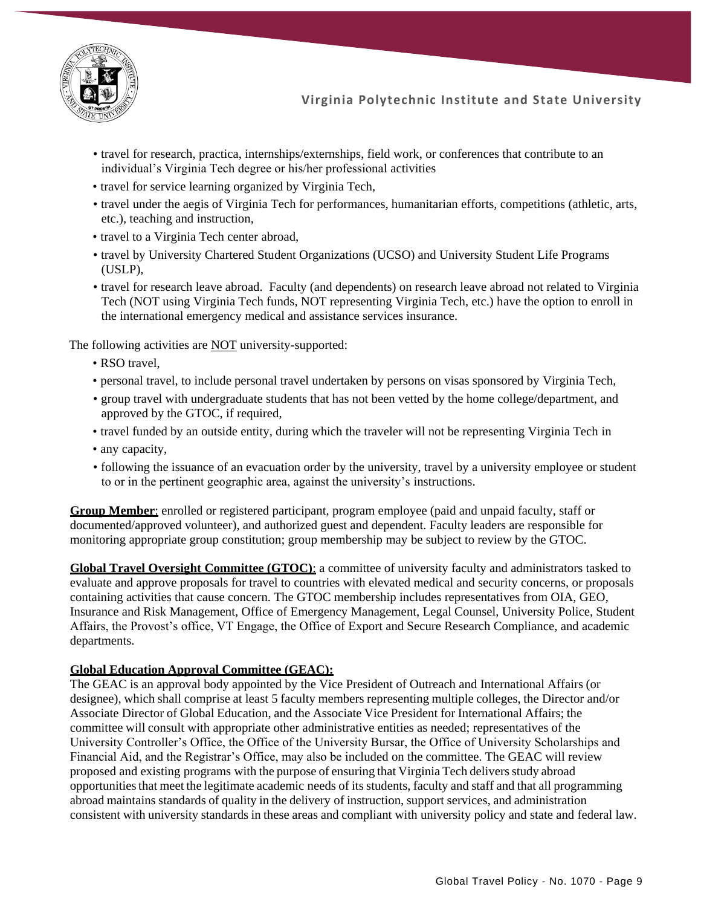- travel for research, practica, internships/externships, field work, or conferences that contribute to an individual's Virginia Tech degree or his/her professional activities
- travel for service learning organized by Virginia Tech,
- travel under the aegis of Virginia Tech for performances, humanitarian efforts, competitions (athletic, arts, etc.), teaching and instruction,
- travel to a Virginia Tech center abroad,
- travel by University Chartered Student Organizations (UCSO) and University Student Life Programs (USLP),
- travel for research leave abroad. Faculty (and dependents) on research leave abroad not related to Virginia Tech (NOT using Virginia Tech funds, NOT representing Virginia Tech, etc.) have the option to enroll in the international emergency medical and assistance services insurance.

The following activities are <u>NOT</u> university-supported:

- RSO travel,
- personal travel, to include personal travel undertaken by persons on visas sponsored by Virginia Tech,
- group travel with undergraduate students that has not been vetted by the home college/department, and approved by the GTOC, if required,
- travel funded by an outside entity, during which the traveler will not be representing Virginia Tech in
- any capacity,
- following the issuance of an evacuation order by the university, travel by a university employee or student to or in the pertinent geographic area, against the university's instructions.

**<u>Group Member</u>**: enrolled or registered participant, program employee (paid and unpaid faculty, staff or documented/approved volunteer), and authorized guest and dependent. Faculty leaders are responsible for monitoring appropriate group constitution; group membership may be subject to review by the GTOC.

**<u>Global Travel Oversight Committee (GTOC)</u>**: a committee of university faculty and administrators tasked to evaluate and approve proposals for travel to countries with elevated medical and security concerns, or proposals containing activities that cause concern. The GTOC membership includes representatives from OIA, GEO, Insurance and Risk Management, Office of Emergency Management, Legal Counsel, University Police, Student Affairs, the Provost's office, VT Engage, the Office of Export and Secure Research Compliance, and academic departments.

**<u>Global Education Approval Committee (GEAC):</u>**

The GEAC is an approval body appointed by the Vice President of Outreach and International Affairs (or designee), which shall comprise at least 5 faculty members representing multiple colleges, the Director and/or Associate Director of Global Education, and the Associate Vice President for International Affairs; the committee will consult with appropriate other administrative entities as needed; representatives of the University Controller's Office, the Office of the University Bursar, the Office of University Scholarships and Financial Aid, and the Registrar's Office, may also be included on the committee. The GEAC will review proposed and existing programs with the purpose of ensuring that Virginia Tech delivers study abroad opportunities that meet the legitimate academic needs of its students, faculty and staff and that all programming abroad maintains standards of quality in the delivery of instruction, support services, and administration consistent with university standards in these areas and compliant with university policy and state and federal law.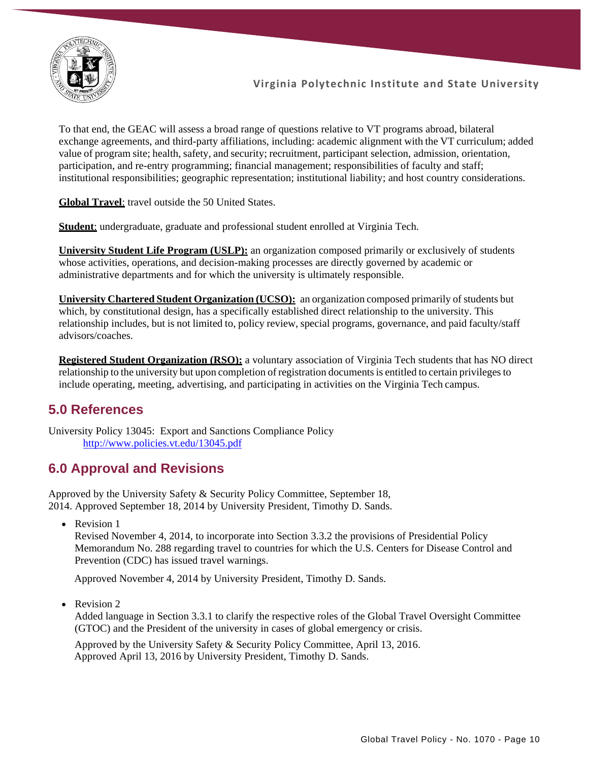To that end, the GEAC will assess a broad range of questions relative to VT programs abroad, bilateral exchange agreements, and third-party affiliations, including: academic alignment with the VT curriculum; added value of program site; health, safety, and security; recruitment, participant selection, admission, orientation, participation, and re-entry programming; financial management; responsibilities of faculty and staff; institutional responsibilities; geographic representation; institutional liability; and host country considerations.

**Global Travel**: travel outside the 50 United States.

**Student**: undergraduate, graduate and professional student enrolled at Virginia Tech.

**University Student Life Program (USLP):** an organization composed primarily or exclusively of students whose activities, operations, and decision-making processes are directly governed by academic or administrative departments and for which the university is ultimately responsible.

**University Chartered Student Organization (UCSO):** an organization composed primarily of students but which, by constitutional design, has a specifically established direct relationship to the university. This relationship includes, but is not limited to, policy review, special programs, governance, and paid faculty/staff advisors/coaches.

**Registered Student Organization (RSO):** a voluntary association of Virginia Tech students that has NO direct relationship to the university but upon completion of registration documents is entitled to certain privileges to include operating, meeting, advertising, and participating in activities on the Virginia Tech campus.

## 5.0 References

University Policy 13045: Export and Sanctions Compliance Policy
http://www.policies.vt.edu/13045.pdf

## 6.0 Approval and Revisions

Approved by the University Safety & Security Policy Committee, September 18, 2014. Approved September 18, 2014 by University President, Timothy D. Sands.

- Revision 1
  Revised November 4, 2014, to incorporate into Section 3.3.2 the provisions of Presidential Policy Memorandum No. 288 regarding travel to countries for which the U.S. Centers for Disease Control and Prevention (CDC) has issued travel warnings.

  Approved November 4, 2014 by University President, Timothy D. Sands.

- Revision 2
  Added language in Section 3.3.1 to clarify the respective roles of the Global Travel Oversight Committee (GTOC) and the President of the university in cases of global emergency or crisis.

  Approved by the University Safety & Security Policy Committee, April 13, 2016.
  Approved April 13, 2016 by University President, Timothy D. Sands.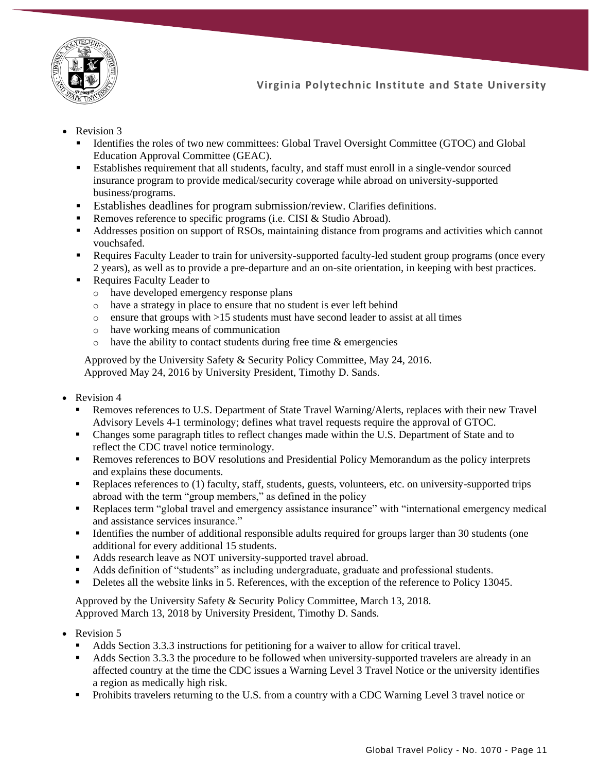- Revision 3
  - Identifies the roles of two new committees: Global Travel Oversight Committee (GTOC) and Global Education Approval Committee (GEAC).
  - Establishes requirement that all students, faculty, and staff must enroll in a single-vendor sourced insurance program to provide medical/security coverage while abroad on university-supported business/programs.
  - Establishes deadlines for program submission/review. Clarifies definitions.
  - Removes reference to specific programs (i.e. CISI & Studio Abroad).
  - Addresses position on support of RSOs, maintaining distance from programs and activities which cannot vouchsafed.
  - Requires Faculty Leader to train for university-supported faculty-led student group programs (once every 2 years), as well as to provide a pre-departure and an on-site orientation, in keeping with best practices.
  - Requires Faculty Leader to
    - have developed emergency response plans
    - have a strategy in place to ensure that no student is ever left behind
    - ensure that groups with >15 students must have second leader to assist at all times
    - have working means of communication
    - have the ability to contact students during free time & emergencies

  Approved by the University Safety & Security Policy Committee, May 24, 2016.
  Approved May 24, 2016 by University President, Timothy D. Sands.

- Revision 4
  - Removes references to U.S. Department of State Travel Warning/Alerts, replaces with their new Travel Advisory Levels 4-1 terminology; defines what travel requests require the approval of GTOC.
  - Changes some paragraph titles to reflect changes made within the U.S. Department of State and to reflect the CDC travel notice terminology.
  - Removes references to BOV resolutions and Presidential Policy Memorandum as the policy interprets and explains these documents.
  - Replaces references to (1) faculty, staff, students, guests, volunteers, etc. on university-supported trips abroad with the term "group members," as defined in the policy
  - Replaces term "global travel and emergency assistance insurance" with "international emergency medical and assistance services insurance."
  - Identifies the number of additional responsible adults required for groups larger than 30 students (one additional for every additional 15 students.
  - Adds research leave as NOT university-supported travel abroad.
  - Adds definition of "students" as including undergraduate, graduate and professional students.
  - Deletes all the website links in 5. References, with the exception of the reference to Policy 13045.

  Approved by the University Safety & Security Policy Committee, March 13, 2018.
  Approved March 13, 2018 by University President, Timothy D. Sands.

- Revision 5
  - Adds Section 3.3.3 instructions for petitioning for a waiver to allow for critical travel.
  - Adds Section 3.3.3 the procedure to be followed when university-supported travelers are already in an affected country at the time the CDC issues a Warning Level 3 Travel Notice or the university identifies a region as medically high risk.
  - Prohibits travelers returning to the U.S. from a country with a CDC Warning Level 3 travel notice or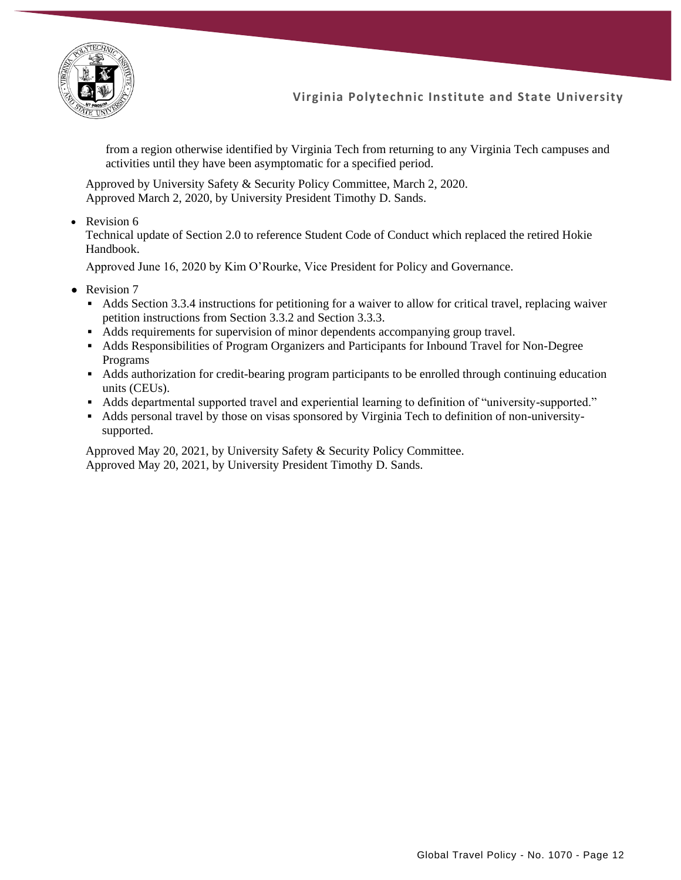from a region otherwise identified by Virginia Tech from returning to any Virginia Tech campuses and activities until they have been asymptomatic for a specified period.

Approved by University Safety & Security Policy Committee, March 2, 2020.
Approved March 2, 2020, by University President Timothy D. Sands.

- Revision 6

  Technical update of Section 2.0 to reference Student Code of Conduct which replaced the retired Hokie Handbook.

  Approved June 16, 2020 by Kim O'Rourke, Vice President for Policy and Governance.

- Revision 7
  - Adds Section 3.3.4 instructions for petitioning for a waiver to allow for critical travel, replacing waiver petition instructions from Section 3.3.2 and Section 3.3.3.
  - Adds requirements for supervision of minor dependents accompanying group travel.
  - Adds Responsibilities of Program Organizers and Participants for Inbound Travel for Non-Degree Programs
  - Adds authorization for credit-bearing program participants to be enrolled through continuing education units (CEUs).
  - Adds departmental supported travel and experiential learning to definition of "university-supported."
  - Adds personal travel by those on visas sponsored by Virginia Tech to definition of non-university-supported.

  Approved May 20, 2021, by University Safety & Security Policy Committee.
  Approved May 20, 2021, by University President Timothy D. Sands.